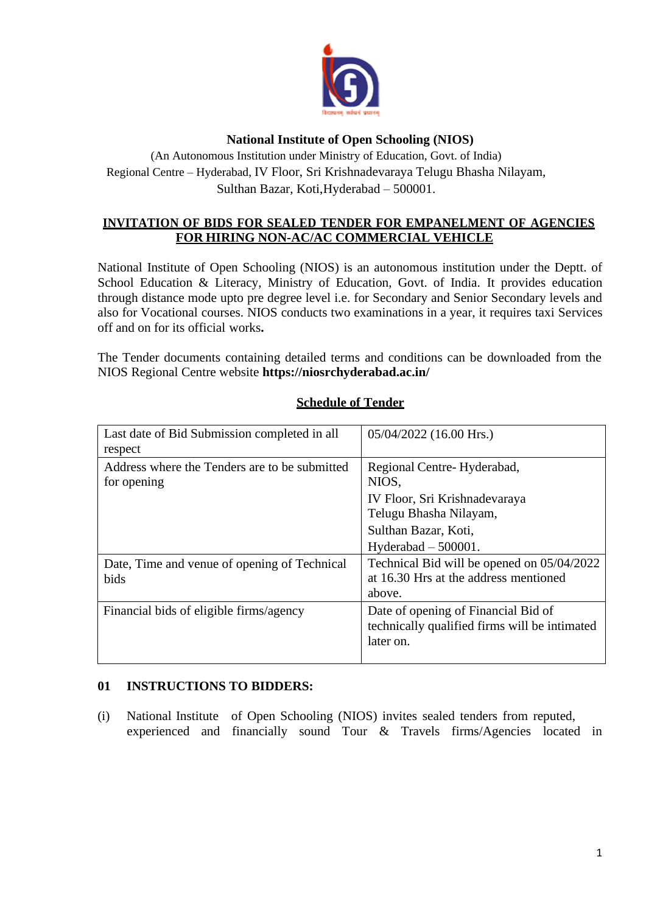**National Institute of Open Schooling (NIOS)**

(An Autonomous Institution under Ministry of Education, Govt. of India)
Regional Centre – Hyderabad, IV Floor, Sri Krishnadevaraya Telugu Bhasha Nilayam,
Sulthan Bazar, Koti,Hyderabad – 500001.

**INVITATION OF BIDS FOR SEALED TENDER FOR EMPANELMENT OF AGENCIES FOR HIRING NON-AC/AC COMMERCIAL VEHICLE**

National Institute of Open Schooling (NIOS) is an autonomous institution under the Deptt. of School Education & Literacy, Ministry of Education, Govt. of India. It provides education through distance mode upto pre degree level i.e. for Secondary and Senior Secondary levels and also for Vocational courses. NIOS conducts two examinations in a year, it requires taxi Services off and on for its official works**.**

The Tender documents containing detailed terms and conditions can be downloaded from the NIOS Regional Centre website **https://niosrchyderabad.ac.in/**

**Schedule of Tender**

| | |
|---|---|
| Last date of Bid Submission completed in all respect | 05/04/2022 (16.00 Hrs.) |
| Address where the Tenders are to be submitted for opening | Regional Centre- Hyderabad, NIOS, IV Floor, Sri Krishnadevaraya Telugu Bhasha Nilayam, Sulthan Bazar, Koti, Hyderabad – 500001. |
| Date, Time and venue of opening of Technical bids | Technical Bid will be opened on 05/04/2022 at 16.30 Hrs at the address mentioned above. |
| Financial bids of eligible firms/agency | Date of opening of Financial Bid of technically qualified firms will be intimated later on. |

**01 INSTRUCTIONS TO BIDDERS:**

(i) National Institute of Open Schooling (NIOS) invites sealed tenders from reputed, experienced and financially sound Tour & Travels firms/Agencies located in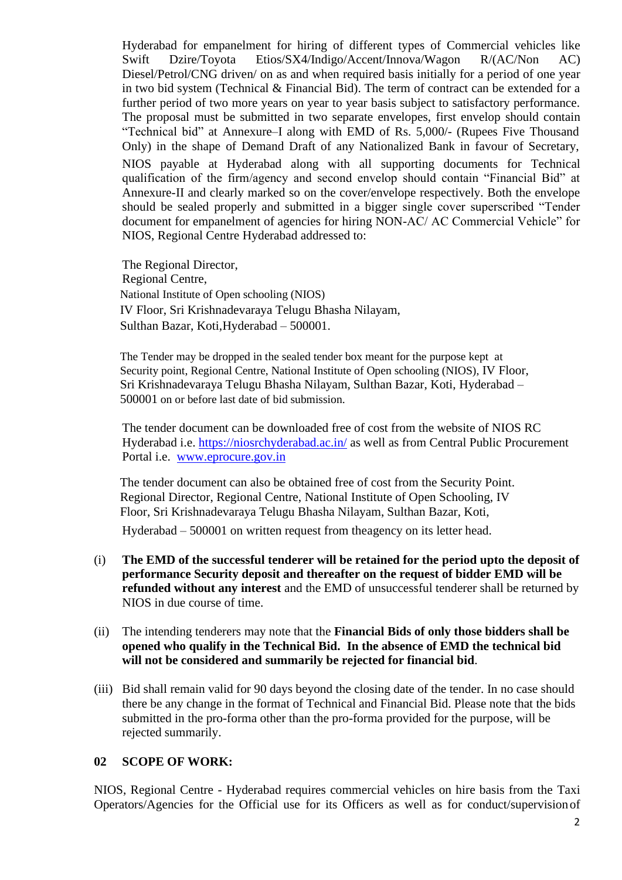Hyderabad for empanelment for hiring of different types of Commercial vehicles like Swift Dzire/Toyota Etios/SX4/Indigo/Accent/Innova/Wagon R/(AC/Non AC) Diesel/Petrol/CNG driven/ on as and when required basis initially for a period of one year in two bid system (Technical & Financial Bid). The term of contract can be extended for a further period of two more years on year to year basis subject to satisfactory performance. The proposal must be submitted in two separate envelopes, first envelop should contain "Technical bid" at Annexure–I along with EMD of Rs. 5,000/- (Rupees Five Thousand Only) in the shape of Demand Draft of any Nationalized Bank in favour of Secretary, NIOS payable at Hyderabad along with all supporting documents for Technical qualification of the firm/agency and second envelop should contain "Financial Bid" at Annexure-II and clearly marked so on the cover/envelope respectively. Both the envelope should be sealed properly and submitted in a bigger single cover superscribed "Tender document for empanelment of agencies for hiring NON-AC/ AC Commercial Vehicle" for NIOS, Regional Centre Hyderabad addressed to:

The Regional Director,
Regional Centre,
National Institute of Open schooling (NIOS)
IV Floor, Sri Krishnadevaraya Telugu Bhasha Nilayam,
Sulthan Bazar, Koti,Hyderabad – 500001.

The Tender may be dropped in the sealed tender box meant for the purpose kept at Security point, Regional Centre, National Institute of Open schooling (NIOS), IV Floor, Sri Krishnadevaraya Telugu Bhasha Nilayam, Sulthan Bazar, Koti, Hyderabad – 500001 on or before last date of bid submission.

The tender document can be downloaded free of cost from the website of NIOS RC Hyderabad i.e. https://niosrchyderabad.ac.in/ as well as from Central Public Procurement Portal i.e. www.eprocure.gov.in

The tender document can also be obtained free of cost from the Security Point. Regional Director, Regional Centre, National Institute of Open Schooling, IV Floor, Sri Krishnadevaraya Telugu Bhasha Nilayam, Sulthan Bazar, Koti, Hyderabad – 500001 on written request from theagency on its letter head.

(i) **The EMD of the successful tenderer will be retained for the period upto the deposit of performance Security deposit and thereafter on the request of bidder EMD will be refunded without any interest** and the EMD of unsuccessful tenderer shall be returned by NIOS in due course of time.

(ii) The intending tenderers may note that the **Financial Bids of only those bidders shall be opened who qualify in the Technical Bid. In the absence of EMD the technical bid will not be considered and summarily be rejected for financial bid**.

(iii) Bid shall remain valid for 90 days beyond the closing date of the tender. In no case should there be any change in the format of Technical and Financial Bid. Please note that the bids submitted in the pro-forma other than the pro-forma provided for the purpose, will be rejected summarily.

## 02 SCOPE OF WORK:

NIOS, Regional Centre - Hyderabad requires commercial vehicles on hire basis from the Taxi Operators/Agencies for the Official use for its Officers as well as for conduct/supervision of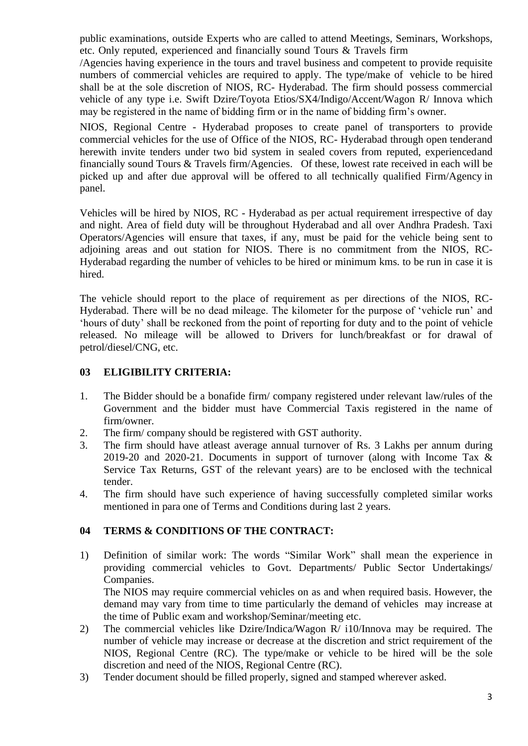public examinations, outside Experts who are called to attend Meetings, Seminars, Workshops, etc. Only reputed, experienced and financially sound Tours & Travels firm /Agencies having experience in the tours and travel business and competent to provide requisite numbers of commercial vehicles are required to apply. The type/make of vehicle to be hired shall be at the sole discretion of NIOS, RC- Hyderabad. The firm should possess commercial vehicle of any type i.e. Swift Dzire/Toyota Etios/SX4/Indigo/Accent/Wagon R/ Innova which may be registered in the name of bidding firm or in the name of bidding firm's owner.

NIOS, Regional Centre - Hyderabad proposes to create panel of transporters to provide commercial vehicles for the use of Office of the NIOS, RC- Hyderabad through open tenderand herewith invite tenders under two bid system in sealed covers from reputed, experiencedand financially sound Tours & Travels firm/Agencies. Of these, lowest rate received in each will be picked up and after due approval will be offered to all technically qualified Firm/Agency in panel.

Vehicles will be hired by NIOS, RC - Hyderabad as per actual requirement irrespective of day and night. Area of field duty will be throughout Hyderabad and all over Andhra Pradesh. Taxi Operators/Agencies will ensure that taxes, if any, must be paid for the vehicle being sent to adjoining areas and out station for NIOS. There is no commitment from the NIOS, RC- Hyderabad regarding the number of vehicles to be hired or minimum kms. to be run in case it is hired.

The vehicle should report to the place of requirement as per directions of the NIOS, RC- Hyderabad. There will be no dead mileage. The kilometer for the purpose of 'vehicle run' and 'hours of duty' shall be reckoned from the point of reporting for duty and to the point of vehicle released. No mileage will be allowed to Drivers for lunch/breakfast or for drawal of petrol/diesel/CNG, etc.

## 03 ELIGIBILITY CRITERIA:

1. The Bidder should be a bonafide firm/ company registered under relevant law/rules of the Government and the bidder must have Commercial Taxis registered in the name of firm/owner.
2. The firm/ company should be registered with GST authority.
3. The firm should have atleast average annual turnover of Rs. 3 Lakhs per annum during 2019-20 and 2020-21. Documents in support of turnover (along with Income Tax & Service Tax Returns, GST of the relevant years) are to be enclosed with the technical tender.
4. The firm should have such experience of having successfully completed similar works mentioned in para one of Terms and Conditions during last 2 years.

## 04 TERMS & CONDITIONS OF THE CONTRACT:

1) Definition of similar work: The words "Similar Work" shall mean the experience in providing commercial vehicles to Govt. Departments/ Public Sector Undertakings/ Companies.
   The NIOS may require commercial vehicles on as and when required basis. However, the demand may vary from time to time particularly the demand of vehicles may increase at the time of Public exam and workshop/Seminar/meeting etc.
2) The commercial vehicles like Dzire/Indica/Wagon R/ i10/Innova may be required. The number of vehicle may increase or decrease at the discretion and strict requirement of the NIOS, Regional Centre (RC). The type/make or vehicle to be hired will be the sole discretion and need of the NIOS, Regional Centre (RC).
3) Tender document should be filled properly, signed and stamped wherever asked.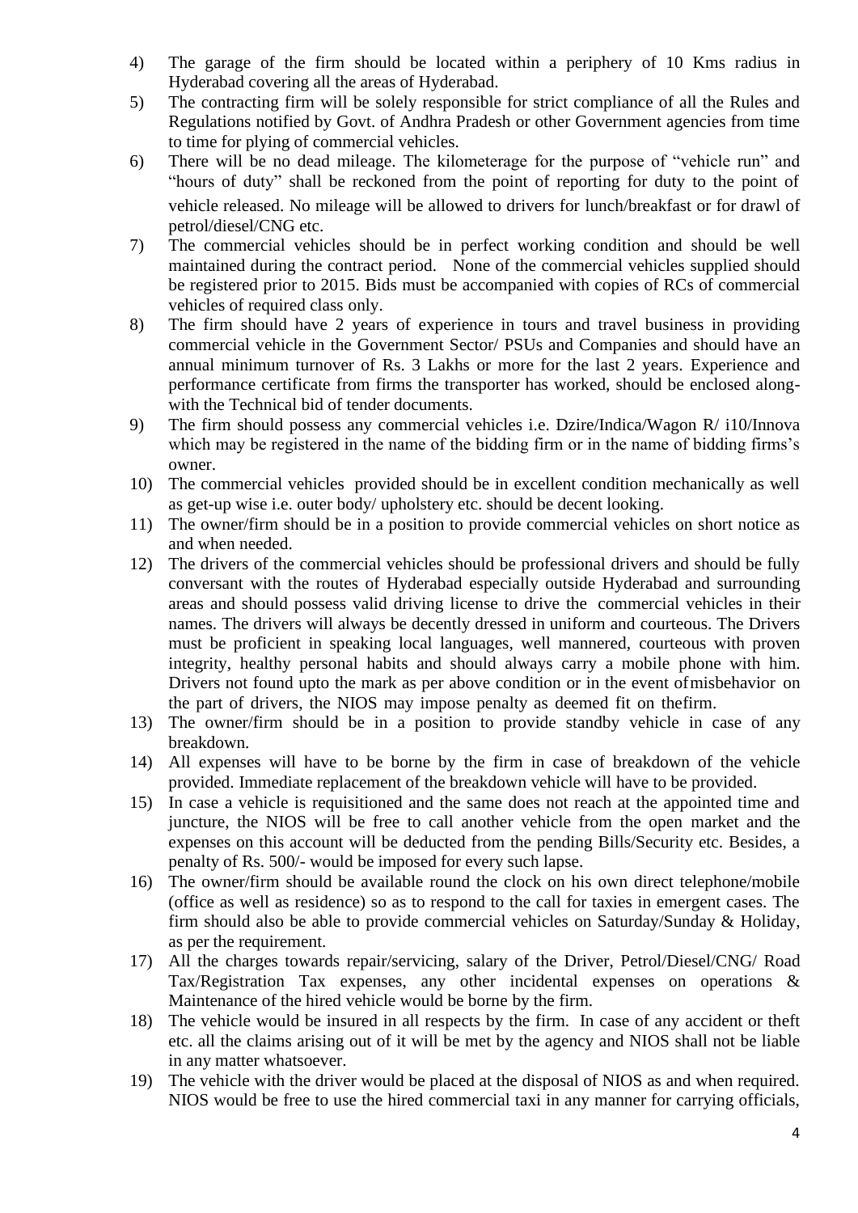4) The garage of the firm should be located within a periphery of 10 Kms radius in Hyderabad covering all the areas of Hyderabad.
5) The contracting firm will be solely responsible for strict compliance of all the Rules and Regulations notified by Govt. of Andhra Pradesh or other Government agencies from time to time for plying of commercial vehicles.
6) There will be no dead mileage. The kilometerage for the purpose of "vehicle run" and "hours of duty" shall be reckoned from the point of reporting for duty to the point of vehicle released. No mileage will be allowed to drivers for lunch/breakfast or for drawl of petrol/diesel/CNG etc.
7) The commercial vehicles should be in perfect working condition and should be well maintained during the contract period. None of the commercial vehicles supplied should be registered prior to 2015. Bids must be accompanied with copies of RCs of commercial vehicles of required class only.
8) The firm should have 2 years of experience in tours and travel business in providing commercial vehicle in the Government Sector/ PSUs and Companies and should have an annual minimum turnover of Rs. 3 Lakhs or more for the last 2 years. Experience and performance certificate from firms the transporter has worked, should be enclosed along-with the Technical bid of tender documents.
9) The firm should possess any commercial vehicles i.e. Dzire/Indica/Wagon R/ i10/Innova which may be registered in the name of the bidding firm or in the name of bidding firms's owner.
10) The commercial vehicles provided should be in excellent condition mechanically as well as get-up wise i.e. outer body/ upholstery etc. should be decent looking.
11) The owner/firm should be in a position to provide commercial vehicles on short notice as and when needed.
12) The drivers of the commercial vehicles should be professional drivers and should be fully conversant with the routes of Hyderabad especially outside Hyderabad and surrounding areas and should possess valid driving license to drive the commercial vehicles in their names. The drivers will always be decently dressed in uniform and courteous. The Drivers must be proficient in speaking local languages, well mannered, courteous with proven integrity, healthy personal habits and should always carry a mobile phone with him. Drivers not found upto the mark as per above condition or in the event ofmisbehavior on the part of drivers, the NIOS may impose penalty as deemed fit on thefirm.
13) The owner/firm should be in a position to provide standby vehicle in case of any breakdown.
14) All expenses will have to be borne by the firm in case of breakdown of the vehicle provided. Immediate replacement of the breakdown vehicle will have to be provided.
15) In case a vehicle is requisitioned and the same does not reach at the appointed time and juncture, the NIOS will be free to call another vehicle from the open market and the expenses on this account will be deducted from the pending Bills/Security etc. Besides, a penalty of Rs. 500/- would be imposed for every such lapse.
16) The owner/firm should be available round the clock on his own direct telephone/mobile (office as well as residence) so as to respond to the call for taxies in emergent cases. The firm should also be able to provide commercial vehicles on Saturday/Sunday & Holiday, as per the requirement.
17) All the charges towards repair/servicing, salary of the Driver, Petrol/Diesel/CNG/ Road Tax/Registration Tax expenses, any other incidental expenses on operations & Maintenance of the hired vehicle would be borne by the firm.
18) The vehicle would be insured in all respects by the firm. In case of any accident or theft etc. all the claims arising out of it will be met by the agency and NIOS shall not be liable in any matter whatsoever.
19) The vehicle with the driver would be placed at the disposal of NIOS as and when required. NIOS would be free to use the hired commercial taxi in any manner for carrying officials,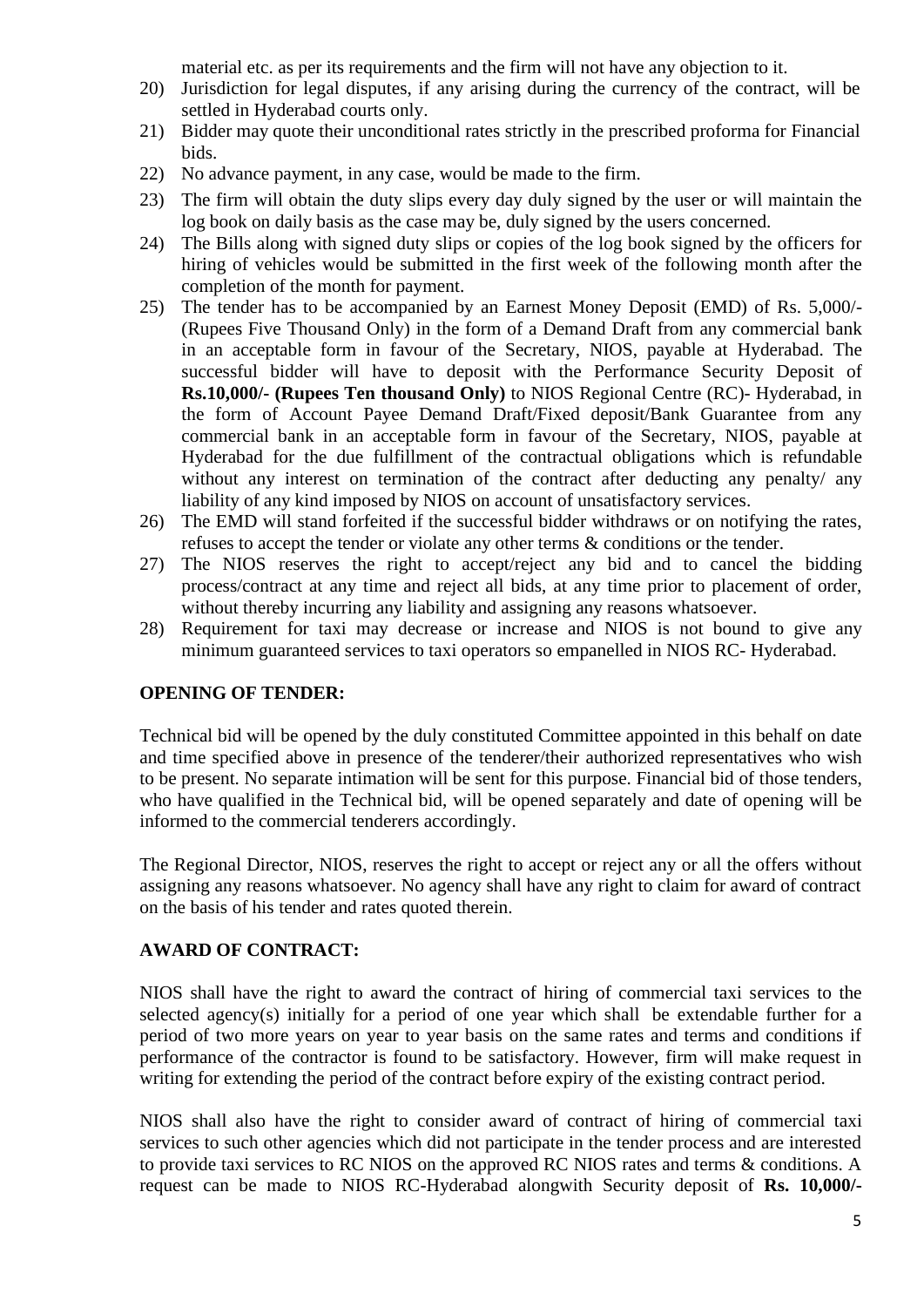material etc. as per its requirements and the firm will not have any objection to it.

20) Jurisdiction for legal disputes, if any arising during the currency of the contract, will be settled in Hyderabad courts only.
21) Bidder may quote their unconditional rates strictly in the prescribed proforma for Financial bids.
22) No advance payment, in any case, would be made to the firm.
23) The firm will obtain the duty slips every day duly signed by the user or will maintain the log book on daily basis as the case may be, duly signed by the users concerned.
24) The Bills along with signed duty slips or copies of the log book signed by the officers for hiring of vehicles would be submitted in the first week of the following month after the completion of the month for payment.
25) The tender has to be accompanied by an Earnest Money Deposit (EMD) of Rs. 5,000/- (Rupees Five Thousand Only) in the form of a Demand Draft from any commercial bank in an acceptable form in favour of the Secretary, NIOS, payable at Hyderabad. The successful bidder will have to deposit with the Performance Security Deposit of **Rs.10,000/- (Rupees Ten thousand Only)** to NIOS Regional Centre (RC)- Hyderabad, in the form of Account Payee Demand Draft/Fixed deposit/Bank Guarantee from any commercial bank in an acceptable form in favour of the Secretary, NIOS, payable at Hyderabad for the due fulfillment of the contractual obligations which is refundable without any interest on termination of the contract after deducting any penalty/ any liability of any kind imposed by NIOS on account of unsatisfactory services.
26) The EMD will stand forfeited if the successful bidder withdraws or on notifying the rates, refuses to accept the tender or violate any other terms & conditions or the tender.
27) The NIOS reserves the right to accept/reject any bid and to cancel the bidding process/contract at any time and reject all bids, at any time prior to placement of order, without thereby incurring any liability and assigning any reasons whatsoever.
28) Requirement for taxi may decrease or increase and NIOS is not bound to give any minimum guaranteed services to taxi operators so empanelled in NIOS RC- Hyderabad.

**OPENING OF TENDER:**

Technical bid will be opened by the duly constituted Committee appointed in this behalf on date and time specified above in presence of the tenderer/their authorized representatives who wish to be present. No separate intimation will be sent for this purpose. Financial bid of those tenders, who have qualified in the Technical bid, will be opened separately and date of opening will be informed to the commercial tenderers accordingly.

The Regional Director, NIOS, reserves the right to accept or reject any or all the offers without assigning any reasons whatsoever. No agency shall have any right to claim for award of contract on the basis of his tender and rates quoted therein.

**AWARD OF CONTRACT:**

NIOS shall have the right to award the contract of hiring of commercial taxi services to the selected agency(s) initially for a period of one year which shall be extendable further for a period of two more years on year to year basis on the same rates and terms and conditions if performance of the contractor is found to be satisfactory. However, firm will make request in writing for extending the period of the contract before expiry of the existing contract period.

NIOS shall also have the right to consider award of contract of hiring of commercial taxi services to such other agencies which did not participate in the tender process and are interested to provide taxi services to RC NIOS on the approved RC NIOS rates and terms & conditions. A request can be made to NIOS RC-Hyderabad alongwith Security deposit of **Rs. 10,000/-**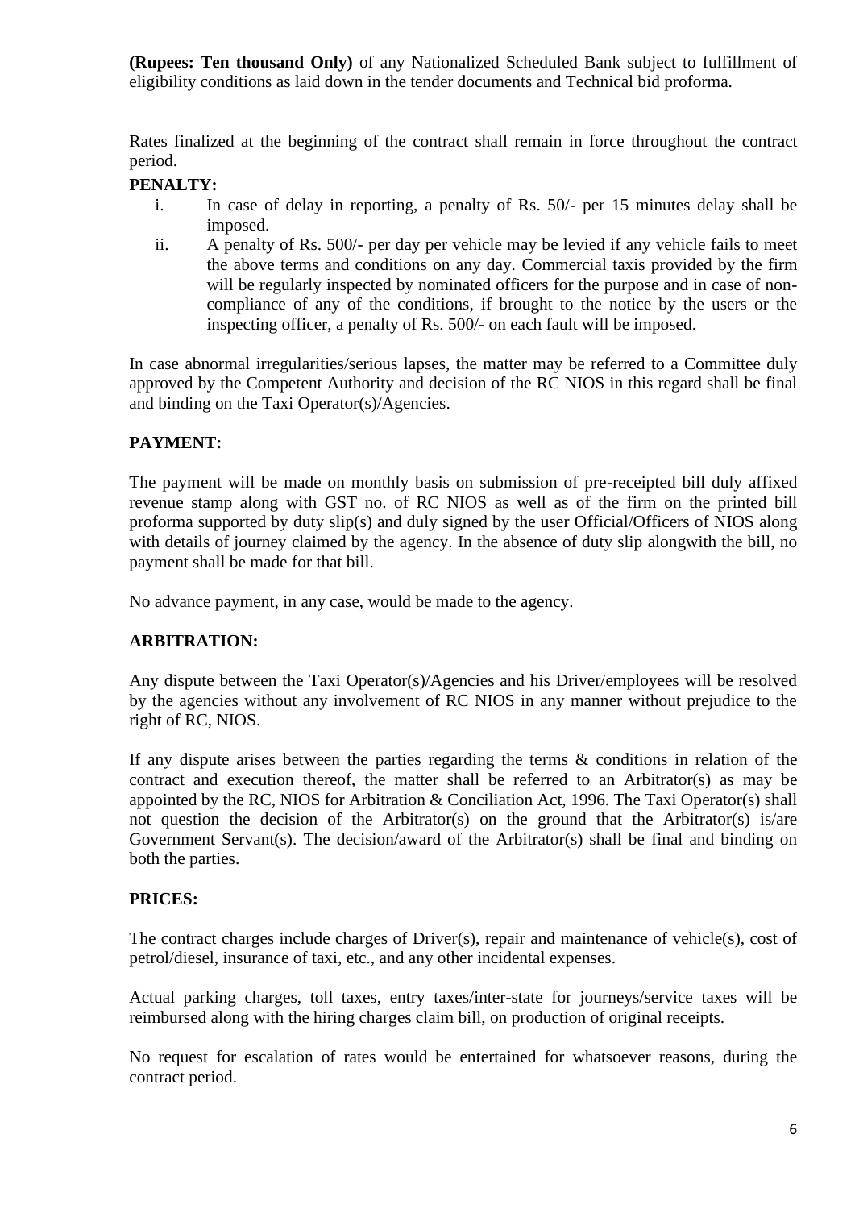**(Rupees: Ten thousand Only)** of any Nationalized Scheduled Bank subject to fulfillment of eligibility conditions as laid down in the tender documents and Technical bid proforma.

Rates finalized at the beginning of the contract shall remain in force throughout the contract period.

**PENALTY:**

i. In case of delay in reporting, a penalty of Rs. 50/- per 15 minutes delay shall be imposed.

ii. A penalty of Rs. 500/- per day per vehicle may be levied if any vehicle fails to meet the above terms and conditions on any day. Commercial taxis provided by the firm will be regularly inspected by nominated officers for the purpose and in case of non-compliance of any of the conditions, if brought to the notice by the users or the inspecting officer, a penalty of Rs. 500/- on each fault will be imposed.

In case abnormal irregularities/serious lapses, the matter may be referred to a Committee duly approved by the Competent Authority and decision of the RC NIOS in this regard shall be final and binding on the Taxi Operator(s)/Agencies.

**PAYMENT:**

The payment will be made on monthly basis on submission of pre-receipted bill duly affixed revenue stamp along with GST no. of RC NIOS as well as of the firm on the printed bill proforma supported by duty slip(s) and duly signed by the user Official/Officers of NIOS along with details of journey claimed by the agency. In the absence of duty slip alongwith the bill, no payment shall be made for that bill.

No advance payment, in any case, would be made to the agency.

**ARBITRATION:**

Any dispute between the Taxi Operator(s)/Agencies and his Driver/employees will be resolved by the agencies without any involvement of RC NIOS in any manner without prejudice to the right of RC, NIOS.

If any dispute arises between the parties regarding the terms & conditions in relation of the contract and execution thereof, the matter shall be referred to an Arbitrator(s) as may be appointed by the RC, NIOS for Arbitration & Conciliation Act, 1996. The Taxi Operator(s) shall not question the decision of the Arbitrator(s) on the ground that the Arbitrator(s) is/are Government Servant(s). The decision/award of the Arbitrator(s) shall be final and binding on both the parties.

**PRICES:**

The contract charges include charges of Driver(s), repair and maintenance of vehicle(s), cost of petrol/diesel, insurance of taxi, etc., and any other incidental expenses.

Actual parking charges, toll taxes, entry taxes/inter-state for journeys/service taxes will be reimbursed along with the hiring charges claim bill, on production of original receipts.

No request for escalation of rates would be entertained for whatsoever reasons, during the contract period.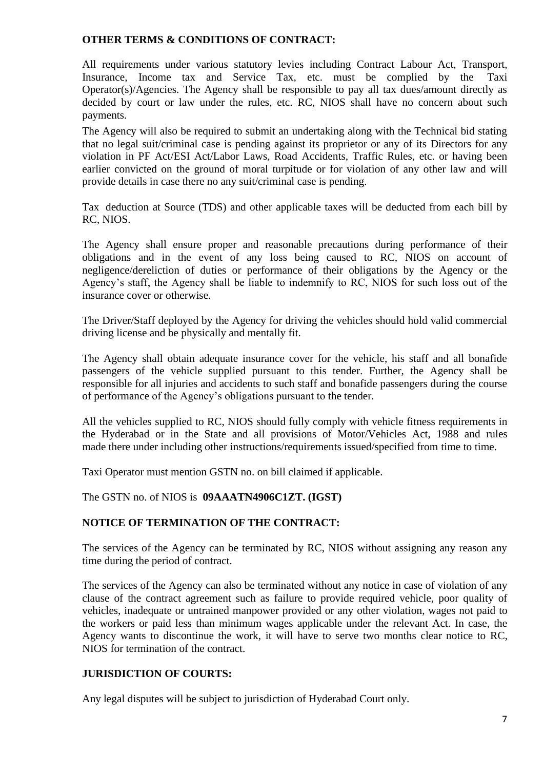**OTHER TERMS & CONDITIONS OF CONTRACT:**

All requirements under various statutory levies including Contract Labour Act, Transport, Insurance, Income tax and Service Tax, etc. must be complied by the Taxi Operator(s)/Agencies. The Agency shall be responsible to pay all tax dues/amount directly as decided by court or law under the rules, etc. RC, NIOS shall have no concern about such payments.

The Agency will also be required to submit an undertaking along with the Technical bid stating that no legal suit/criminal case is pending against its proprietor or any of its Directors for any violation in PF Act/ESI Act/Labor Laws, Road Accidents, Traffic Rules, etc. or having been earlier convicted on the ground of moral turpitude or for violation of any other law and will provide details in case there no any suit/criminal case is pending.

Tax deduction at Source (TDS) and other applicable taxes will be deducted from each bill by RC, NIOS.

The Agency shall ensure proper and reasonable precautions during performance of their obligations and in the event of any loss being caused to RC, NIOS on account of negligence/dereliction of duties or performance of their obligations by the Agency or the Agency's staff, the Agency shall be liable to indemnify to RC, NIOS for such loss out of the insurance cover or otherwise.

The Driver/Staff deployed by the Agency for driving the vehicles should hold valid commercial driving license and be physically and mentally fit.

The Agency shall obtain adequate insurance cover for the vehicle, his staff and all bonafide passengers of the vehicle supplied pursuant to this tender. Further, the Agency shall be responsible for all injuries and accidents to such staff and bonafide passengers during the course of performance of the Agency's obligations pursuant to the tender.

All the vehicles supplied to RC, NIOS should fully comply with vehicle fitness requirements in the Hyderabad or in the State and all provisions of Motor/Vehicles Act, 1988 and rules made there under including other instructions/requirements issued/specified from time to time.

Taxi Operator must mention GSTN no. on bill claimed if applicable.

The GSTN no. of NIOS is **09AAATN4906C1ZT. (IGST)**

**NOTICE OF TERMINATION OF THE CONTRACT:**

The services of the Agency can be terminated by RC, NIOS without assigning any reason any time during the period of contract.

The services of the Agency can also be terminated without any notice in case of violation of any clause of the contract agreement such as failure to provide required vehicle, poor quality of vehicles, inadequate or untrained manpower provided or any other violation, wages not paid to the workers or paid less than minimum wages applicable under the relevant Act. In case, the Agency wants to discontinue the work, it will have to serve two months clear notice to RC, NIOS for termination of the contract.

**JURISDICTION OF COURTS:**

Any legal disputes will be subject to jurisdiction of Hyderabad Court only.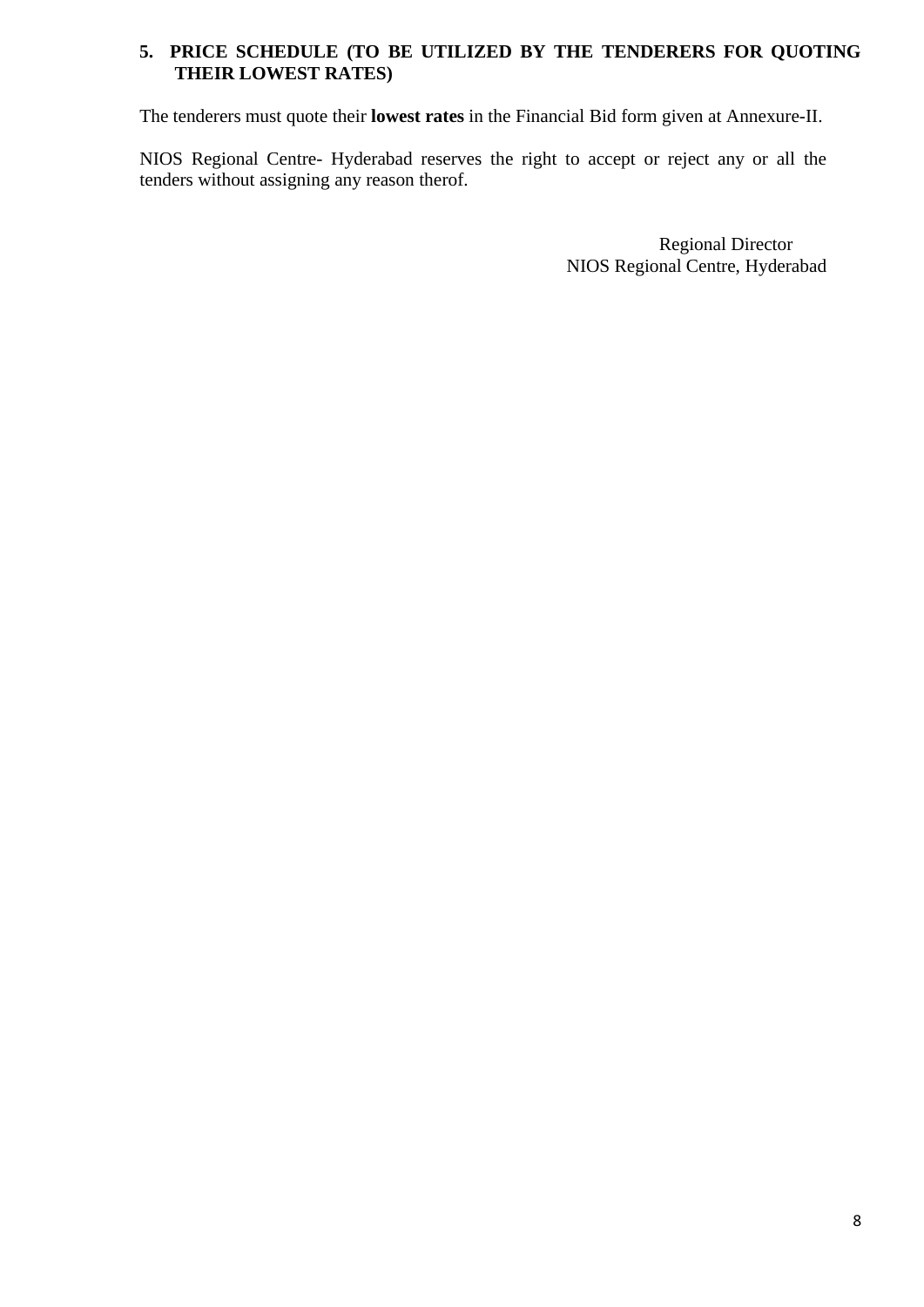## 5. PRICE SCHEDULE (TO BE UTILIZED BY THE TENDERERS FOR QUOTING THEIR LOWEST RATES)

The tenderers must quote their **lowest rates** in the Financial Bid form given at Annexure-II.

NIOS Regional Centre- Hyderabad reserves the right to accept or reject any or all the tenders without assigning any reason therof.

Regional Director
NIOS Regional Centre, Hyderabad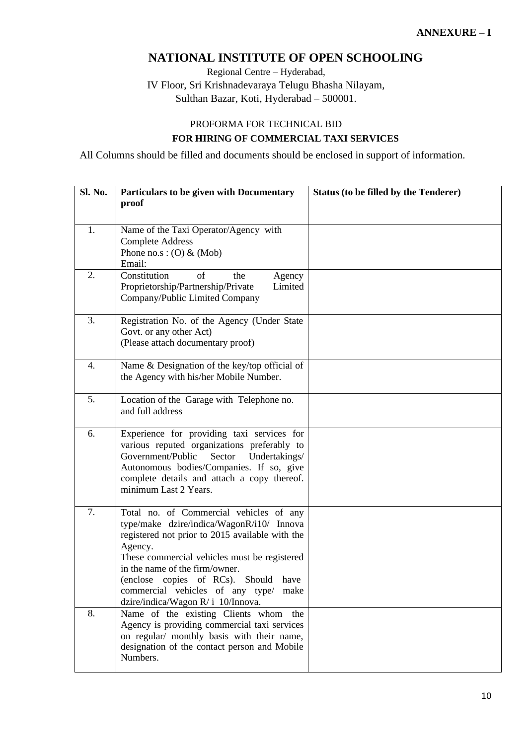**ANNEXURE – I**

# NATIONAL INSTITUTE OF OPEN SCHOOLING

Regional Centre – Hyderabad,
IV Floor, Sri Krishnadevaraya Telugu Bhasha Nilayam,
Sulthan Bazar, Koti, Hyderabad – 500001.

PROFORMA FOR TECHNICAL BID

**FOR HIRING OF COMMERCIAL TAXI SERVICES**

All Columns should be filled and documents should be enclosed in support of information.

| Sl. No. | Particulars to be given with Documentary proof | Status (to be filled by the Tenderer) |
|---|---|---|
| 1. | Name of the Taxi Operator/Agency with Complete Address<br>Phone no.s : (O) & (Mob)<br>Email: | |
| 2. | Constitution of the Agency Proprietorship/Partnership/Private Limited Company/Public Limited Company | |
| 3. | Registration No. of the Agency (Under State Govt. or any other Act)<br>(Please attach documentary proof) | |
| 4. | Name & Designation of the key/top official of the Agency with his/her Mobile Number. | |
| 5. | Location of the Garage with Telephone no. and full address | |
| 6. | Experience for providing taxi services for various reputed organizations preferably to Government/Public Sector Undertakings/ Autonomous bodies/Companies. If so, give complete details and attach a copy thereof. minimum Last 2 Years. | |
| 7. | Total no. of Commercial vehicles of any type/make dzire/indica/WagonR/i10/ Innova registered not prior to 2015 available with the Agency.<br>These commercial vehicles must be registered in the name of the firm/owner.<br>(enclose copies of RCs). Should have commercial vehicles of any type/ make dzire/indica/Wagon R/ i 10/Innova. | |
| 8. | Name of the existing Clients whom the Agency is providing commercial taxi services on regular/ monthly basis with their name, designation of the contact person and Mobile Numbers. | |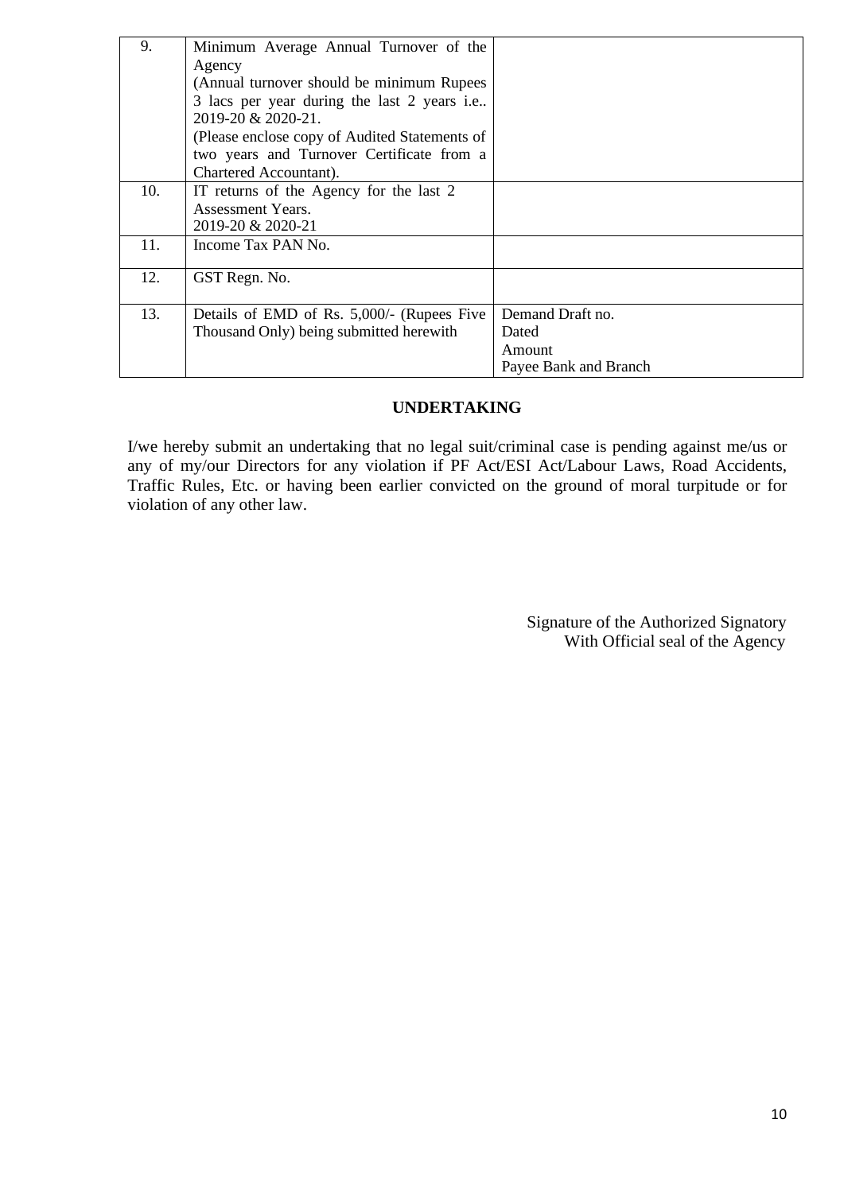| 9. | Minimum Average Annual Turnover of the Agency<br>(Annual turnover should be minimum Rupees 3 lacs per year during the last 2 years i.e.. 2019-20 & 2020-21.<br>(Please enclose copy of Audited Statements of two years and Turnover Certificate from a Chartered Accountant). | |
|---|---|---|
| 10. | IT returns of the Agency for the last 2 Assessment Years.<br>2019-20 & 2020-21 | |
| 11. | Income Tax PAN No. | |
| 12. | GST Regn. No. | |
| 13. | Details of EMD of Rs. 5,000/- (Rupees Five Thousand Only) being submitted herewith | Demand Draft no.<br>Dated<br>Amount<br>Payee Bank and Branch |

## UNDERTAKING

I/we hereby submit an undertaking that no legal suit/criminal case is pending against me/us or any of my/our Directors for any violation if PF Act/ESI Act/Labour Laws, Road Accidents, Traffic Rules, Etc. or having been earlier convicted on the ground of moral turpitude or for violation of any other law.

Signature of the Authorized Signatory
With Official seal of the Agency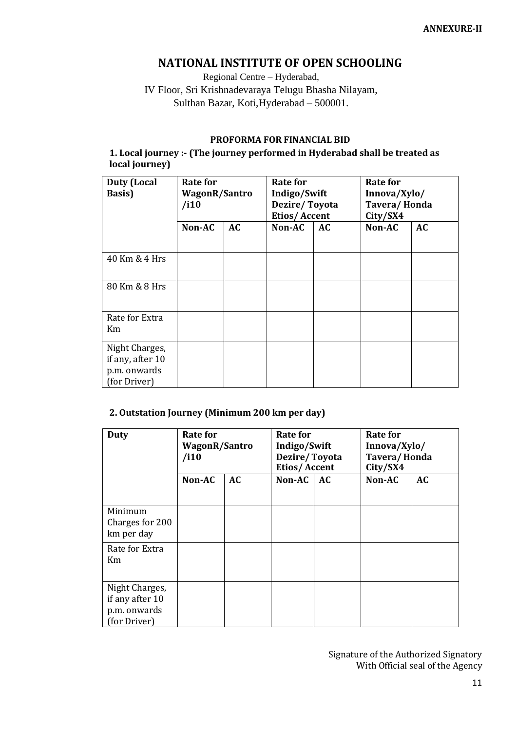ANNEXURE-II

# NATIONAL INSTITUTE OF OPEN SCHOOLING

Regional Centre – Hyderabad,
IV Floor, Sri Krishnadevaraya Telugu Bhasha Nilayam,
Sulthan Bazar, Koti,Hyderabad – 500001.

## PROFORMA FOR FINANCIAL BID

**1. Local journey :- (The journey performed in Hyderabad shall be treated as local journey)**

| Duty (Local Basis) | Rate for WagonR/Santro /i10 | | Rate for Indigo/Swift Dezire/ Toyota Etios/ Accent | | Rate for Innova/Xylo/ Tavera/ Honda City/SX4 | |
|---|---|---|---|---|---|---|
| | Non-AC | AC | Non-AC | AC | Non-AC | AC |
| 40 Km & 4 Hrs | | | | | | |
| 80 Km & 8 Hrs | | | | | | |
| Rate for Extra Km | | | | | | |
| Night Charges, if any, after 10 p.m. onwards (for Driver) | | | | | | |

**2. Outstation Journey (Minimum 200 km per day)**

| Duty | Rate for WagonR/Santro /i10 | | Rate for Indigo/Swift Dezire/ Toyota Etios/ Accent | | Rate for Innova/Xylo/ Tavera/ Honda City/SX4 | |
|---|---|---|---|---|---|---|
| | Non-AC | AC | Non-AC | AC | Non-AC | AC |
| Minimum Charges for 200 km per day | | | | | | |
| Rate for Extra Km | | | | | | |
| Night Charges, if any after 10 p.m. onwards (for Driver) | | | | | | |

Signature of the Authorized Signatory
With Official seal of the Agency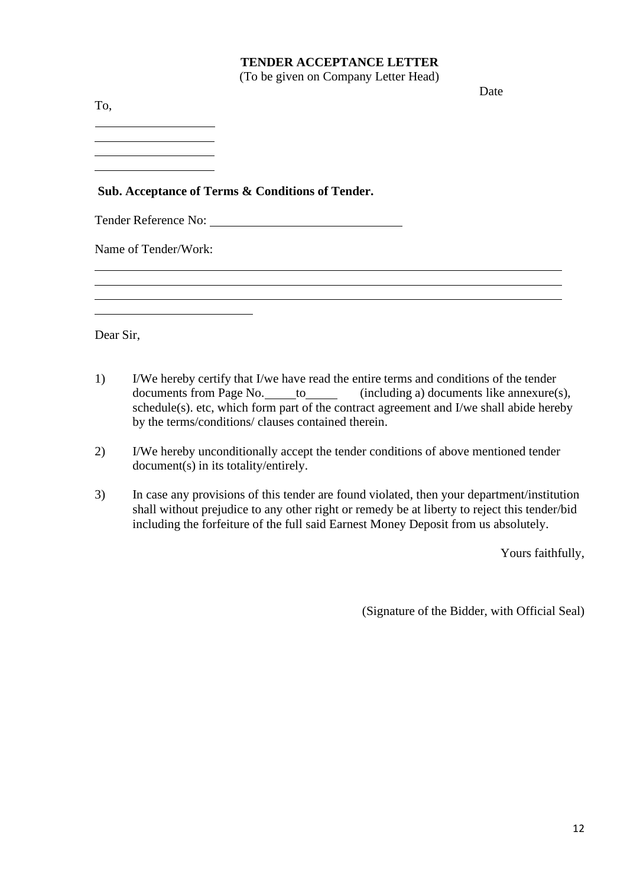**TENDER ACCEPTANCE LETTER**

(To be given on Company Letter Head)

Date

To,

\_\_\_\_\_\_\_\_\_\_\_\_\_\_\_\_\_\_\_\_

\_\_\_\_\_\_\_\_\_\_\_\_\_\_\_\_\_\_\_\_

\_\_\_\_\_\_\_\_\_\_\_\_\_\_\_\_\_\_\_\_

\_\_\_\_\_\_\_\_\_\_\_\_\_\_\_\_\_\_\_\_

**Sub. Acceptance of Terms & Conditions of Tender.**

Tender Reference No: \_\_\_\_\_\_\_\_\_\_\_\_\_\_\_\_\_\_\_\_\_\_\_\_\_\_\_\_\_\_

Name of Tender/Work:

\_\_\_\_\_\_\_\_\_\_\_\_\_\_\_\_\_\_\_\_\_\_\_\_\_\_\_\_\_\_\_\_\_\_\_\_\_\_\_\_\_\_\_\_\_\_\_\_\_\_\_\_\_\_\_\_\_\_\_\_\_\_\_\_\_\_\_\_\_\_\_\_\_\_\_\_

\_\_\_\_\_\_\_\_\_\_\_\_\_\_\_\_\_\_\_\_\_\_\_\_\_\_\_\_\_\_\_\_\_\_\_\_\_\_\_\_\_\_\_\_\_\_\_\_\_\_\_\_\_\_\_\_\_\_\_\_\_\_\_\_\_\_\_\_\_\_\_\_\_\_\_\_

\_\_\_\_\_\_\_\_\_\_\_\_\_\_\_\_\_\_\_\_\_\_\_\_\_\_\_\_\_\_\_\_\_\_\_\_\_\_\_\_\_\_\_\_\_\_\_\_\_\_\_\_\_\_\_\_\_\_\_\_\_\_\_\_\_\_\_\_\_\_\_\_\_\_\_\_

\_\_\_\_\_\_\_\_\_\_\_\_\_\_\_\_\_\_\_\_\_\_\_\_\_\_

Dear Sir,

1) I/We hereby certify that I/we have read the entire terms and conditions of the tender documents from Page No.\_\_\_\_\_to\_\_\_\_\_ (including a) documents like annexure(s), schedule(s). etc, which form part of the contract agreement and I/we shall abide hereby by the terms/conditions/ clauses contained therein.

2) I/We hereby unconditionally accept the tender conditions of above mentioned tender document(s) in its totality/entirely.

3) In case any provisions of this tender are found violated, then your department/institution shall without prejudice to any other right or remedy be at liberty to reject this tender/bid including the forfeiture of the full said Earnest Money Deposit from us absolutely.

Yours faithfully,

(Signature of the Bidder, with Official Seal)